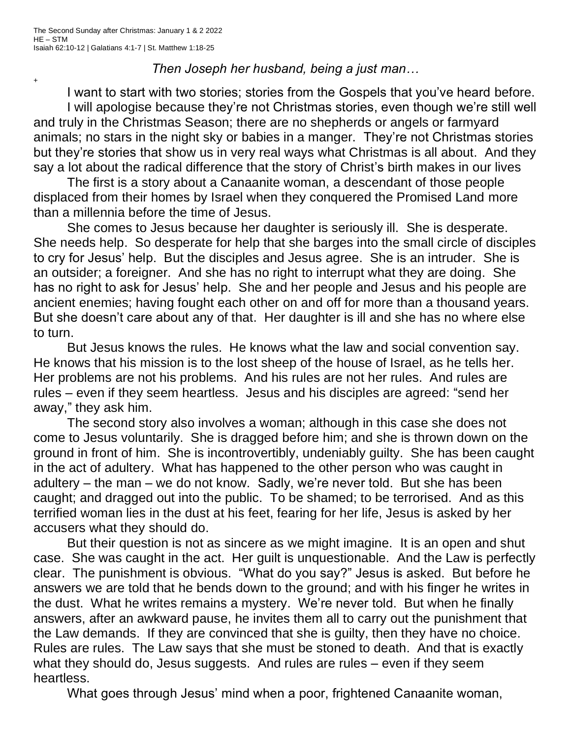The Second Sunday after Christmas: January 1 & 2 2022
HE – STM
Isaiah 62:10-12 | Galatians 4:1-7 | St. Matthew 1:18-25

*Then Joseph her husband, being a just man…*

+

I want to start with two stories; stories from the Gospels that you've heard before.

I will apologise because they're not Christmas stories, even though we're still well and truly in the Christmas Season; there are no shepherds or angels or farmyard animals; no stars in the night sky or babies in a manger. They're not Christmas stories but they're stories that show us in very real ways what Christmas is all about. And they say a lot about the radical difference that the story of Christ's birth makes in our lives

The first is a story about a Canaanite woman, a descendant of those people displaced from their homes by Israel when they conquered the Promised Land more than a millennia before the time of Jesus.

She comes to Jesus because her daughter is seriously ill. She is desperate. She needs help. So desperate for help that she barges into the small circle of disciples to cry for Jesus' help. But the disciples and Jesus agree. She is an intruder. She is an outsider; a foreigner. And she has no right to interrupt what they are doing. She has no right to ask for Jesus' help. She and her people and Jesus and his people are ancient enemies; having fought each other on and off for more than a thousand years. But she doesn't care about any of that. Her daughter is ill and she has no where else to turn.

But Jesus knows the rules. He knows what the law and social convention say. He knows that his mission is to the lost sheep of the house of Israel, as he tells her. Her problems are not his problems. And his rules are not her rules. And rules are rules – even if they seem heartless. Jesus and his disciples are agreed: "send her away," they ask him.

The second story also involves a woman; although in this case she does not come to Jesus voluntarily. She is dragged before him; and she is thrown down on the ground in front of him. She is incontrovertibly, undeniably guilty. She has been caught in the act of adultery. What has happened to the other person who was caught in adultery – the man – we do not know. Sadly, we're never told. But she has been caught; and dragged out into the public. To be shamed; to be terrorised. And as this terrified woman lies in the dust at his feet, fearing for her life, Jesus is asked by her accusers what they should do.

But their question is not as sincere as we might imagine. It is an open and shut case. She was caught in the act. Her guilt is unquestionable. And the Law is perfectly clear. The punishment is obvious. "What do you say?" Jesus is asked. But before he answers we are told that he bends down to the ground; and with his finger he writes in the dust. What he writes remains a mystery. We're never told. But when he finally answers, after an awkward pause, he invites them all to carry out the punishment that the Law demands. If they are convinced that she is guilty, then they have no choice. Rules are rules. The Law says that she must be stoned to death. And that is exactly what they should do, Jesus suggests. And rules are rules – even if they seem heartless.

What goes through Jesus' mind when a poor, frightened Canaanite woman,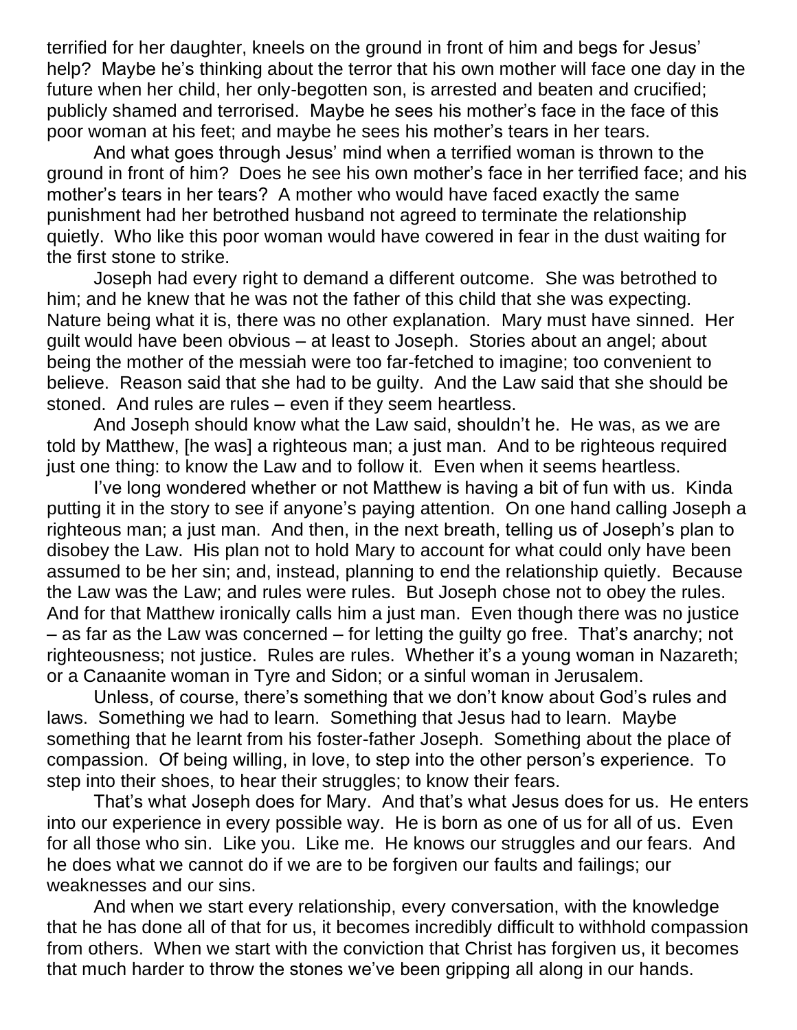terrified for her daughter, kneels on the ground in front of him and begs for Jesus' help? Maybe he's thinking about the terror that his own mother will face one day in the future when her child, her only-begotten son, is arrested and beaten and crucified; publicly shamed and terrorised. Maybe he sees his mother's face in the face of this poor woman at his feet; and maybe he sees his mother's tears in her tears.

And what goes through Jesus' mind when a terrified woman is thrown to the ground in front of him? Does he see his own mother's face in her terrified face; and his mother's tears in her tears? A mother who would have faced exactly the same punishment had her betrothed husband not agreed to terminate the relationship quietly. Who like this poor woman would have cowered in fear in the dust waiting for the first stone to strike.

Joseph had every right to demand a different outcome. She was betrothed to him; and he knew that he was not the father of this child that she was expecting. Nature being what it is, there was no other explanation. Mary must have sinned. Her guilt would have been obvious – at least to Joseph. Stories about an angel; about being the mother of the messiah were too far-fetched to imagine; too convenient to believe. Reason said that she had to be guilty. And the Law said that she should be stoned. And rules are rules – even if they seem heartless.

And Joseph should know what the Law said, shouldn't he. He was, as we are told by Matthew, [he was] a righteous man; a just man. And to be righteous required just one thing: to know the Law and to follow it. Even when it seems heartless.

I've long wondered whether or not Matthew is having a bit of fun with us. Kinda putting it in the story to see if anyone's paying attention. On one hand calling Joseph a righteous man; a just man. And then, in the next breath, telling us of Joseph's plan to disobey the Law. His plan not to hold Mary to account for what could only have been assumed to be her sin; and, instead, planning to end the relationship quietly. Because the Law was the Law; and rules were rules. But Joseph chose not to obey the rules. And for that Matthew ironically calls him a just man. Even though there was no justice – as far as the Law was concerned – for letting the guilty go free. That's anarchy; not righteousness; not justice. Rules are rules. Whether it's a young woman in Nazareth; or a Canaanite woman in Tyre and Sidon; or a sinful woman in Jerusalem.

Unless, of course, there's something that we don't know about God's rules and laws. Something we had to learn. Something that Jesus had to learn. Maybe something that he learnt from his foster-father Joseph. Something about the place of compassion. Of being willing, in love, to step into the other person's experience. To step into their shoes, to hear their struggles; to know their fears.

That's what Joseph does for Mary. And that's what Jesus does for us. He enters into our experience in every possible way. He is born as one of us for all of us. Even for all those who sin. Like you. Like me. He knows our struggles and our fears. And he does what we cannot do if we are to be forgiven our faults and failings; our weaknesses and our sins.

And when we start every relationship, every conversation, with the knowledge that he has done all of that for us, it becomes incredibly difficult to withhold compassion from others. When we start with the conviction that Christ has forgiven us, it becomes that much harder to throw the stones we've been gripping all along in our hands.